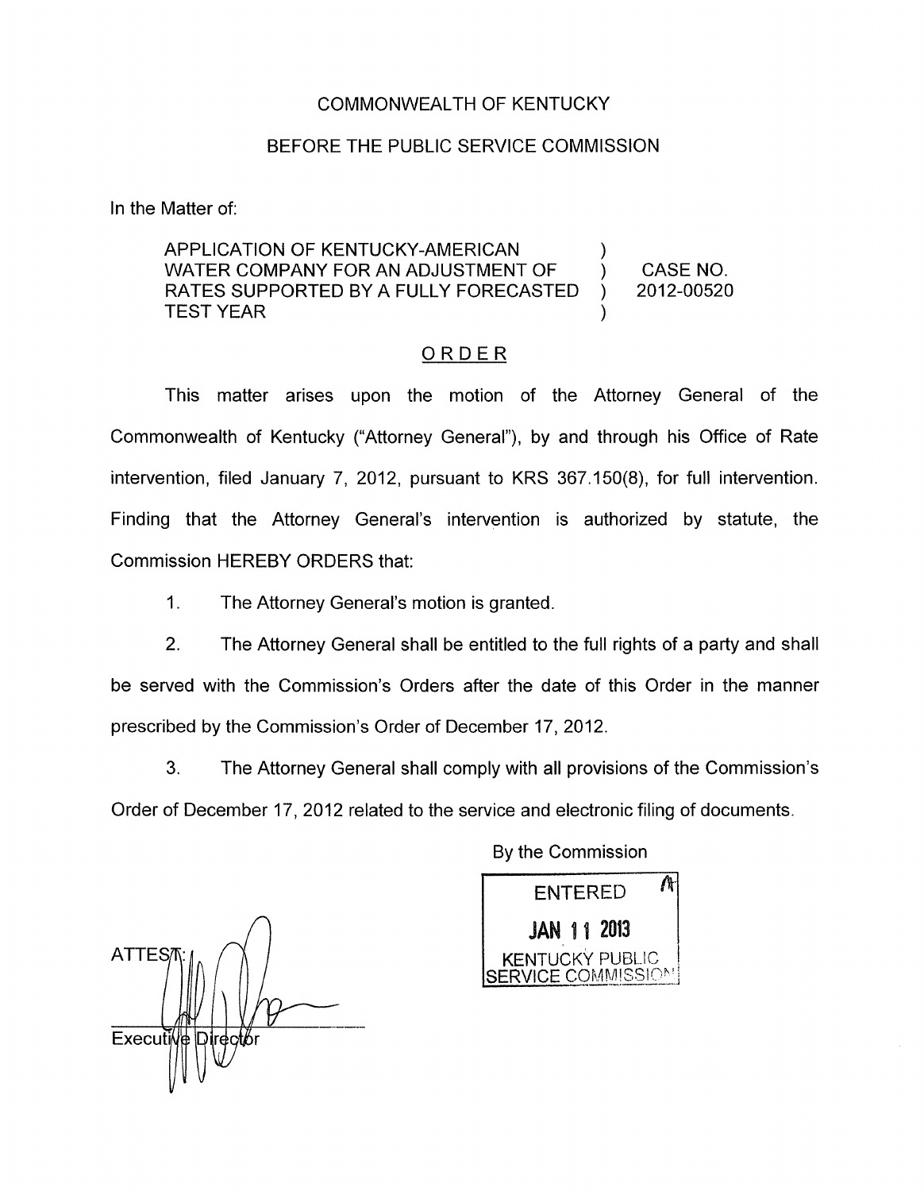COMMONWEALTH OF KENTUCKY

BEFORE THE PUBLIC SERVICE COMMISSION

In the Matter of:

| | | |
|---|---|---|
| APPLICATION OF KENTUCKY-AMERICAN WATER COMPANY FOR AN ADJUSTMENT OF RATES SUPPORTED BY A FULLY FORECASTED TEST YEAR | ) | CASE NO. 2012-00520 |

## ORDER

This matter arises upon the motion of the Attorney General of the Commonwealth of Kentucky ("Attorney General"), by and through his Office of Rate intervention, filed January 7, 2012, pursuant to KRS 367.150(8), for full intervention. Finding that the Attorney General's intervention is authorized by statute, the Commission HEREBY ORDERS that:

1. The Attorney General's motion is granted.

2. The Attorney General shall be entitled to the full rights of a party and shall be served with the Commission's Orders after the date of this Order in the manner prescribed by the Commission's Order of December 17, 2012.

3. The Attorney General shall comply with all provisions of the Commission's Order of December 17, 2012 related to the service and electronic filing of documents.

By the Commission

ENTERED
JAN 11 2013
KENTUCKY PUBLIC SERVICE COMMISSION

ATTEST:

Executive Director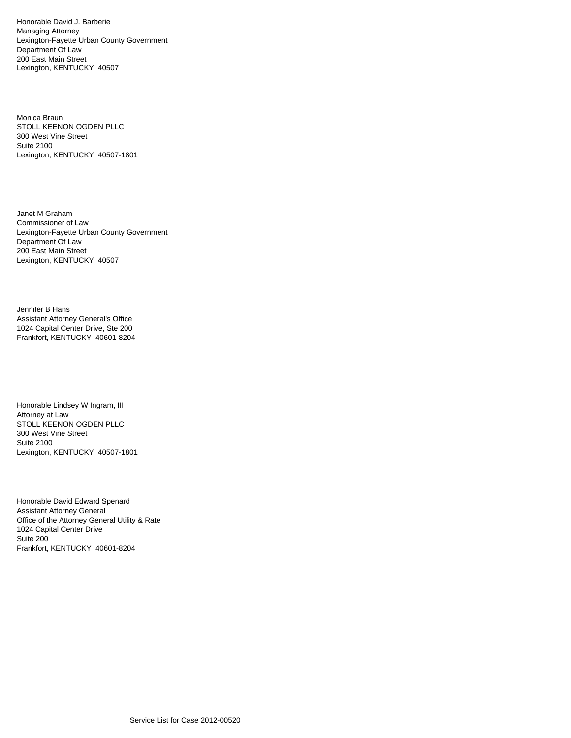Honorable David J. Barberie
Managing Attorney
Lexington-Fayette Urban County Government
Department Of Law
200 East Main Street
Lexington, KENTUCKY 40507

Monica Braun
STOLL KEENON OGDEN PLLC
300 West Vine Street
Suite 2100
Lexington, KENTUCKY 40507-1801

Janet M Graham
Commissioner of Law
Lexington-Fayette Urban County Government
Department Of Law
200 East Main Street
Lexington, KENTUCKY 40507

Jennifer B Hans
Assistant Attorney General's Office
1024 Capital Center Drive, Ste 200
Frankfort, KENTUCKY 40601-8204

Honorable Lindsey W Ingram, III
Attorney at Law
STOLL KEENON OGDEN PLLC
300 West Vine Street
Suite 2100
Lexington, KENTUCKY 40507-1801

Honorable David Edward Spenard
Assistant Attorney General
Office of the Attorney General Utility & Rate
1024 Capital Center Drive
Suite 200
Frankfort, KENTUCKY 40601-8204

Service List for Case 2012-00520